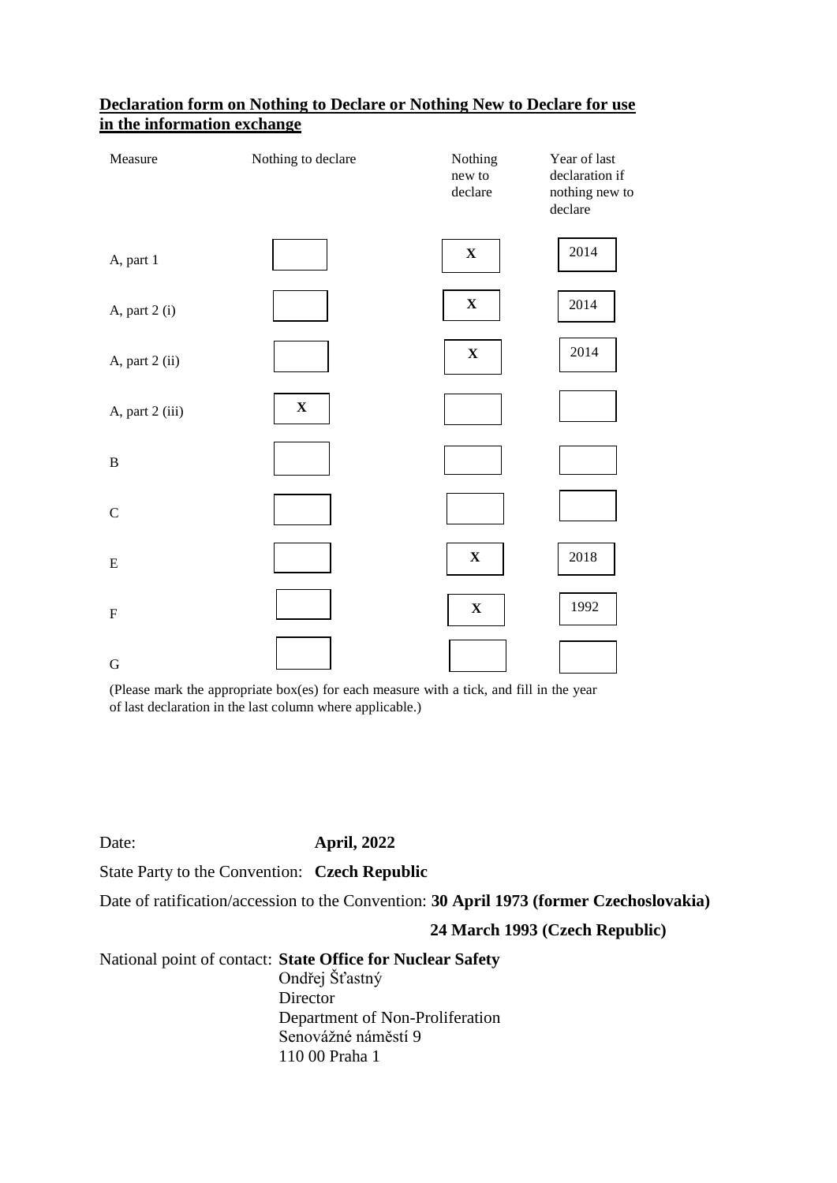**Declaration form on Nothing to Declare or Nothing New to Declare for use in the information exchange**

| Measure | Nothing to declare | Nothing new to declare | Year of last declaration if nothing new to declare |
|---|---|---|---|
| A, part 1 | | X | 2014 |
| A, part 2 (i) | | X | 2014 |
| A, part 2 (ii) | | X | 2014 |
| A, part 2 (iii) | X | | |
| B | | | |
| C | | | |
| E | | X | 2018 |
| F | | X | 1992 |
| G | | | |

(Please mark the appropriate box(es) for each measure with a tick, and fill in the year of last declaration in the last column where applicable.)

Date: **April, 2022**

State Party to the Convention: **Czech Republic**

Date of ratification/accession to the Convention: **30 April 1973 (former Czechoslovakia)**

**24 March 1993 (Czech Republic)**

National point of contact: **State Office for Nuclear Safety**
Ondřej Šťastný
Director
Department of Non-Proliferation
Senovážné náměstí 9
110 00 Praha 1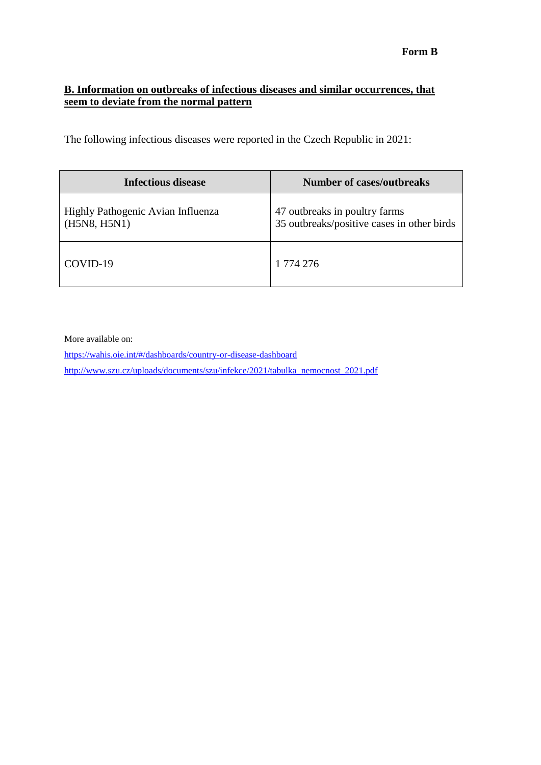**Form B**

## B. Information on outbreaks of infectious diseases and similar occurrences, that seem to deviate from the normal pattern

The following infectious diseases were reported in the Czech Republic in 2021:

| Infectious disease | Number of cases/outbreaks |
|---|---|
| Highly Pathogenic Avian Influenza (H5N8, H5N1) | 47 outbreaks in poultry farms<br>35 outbreaks/positive cases in other birds |
| COVID-19 | 1 774 276 |

More available on:

https://wahis.oie.int/#/dashboards/country-or-disease-dashboard

http://www.szu.cz/uploads/documents/szu/infekce/2021/tabulka_nemocnost_2021.pdf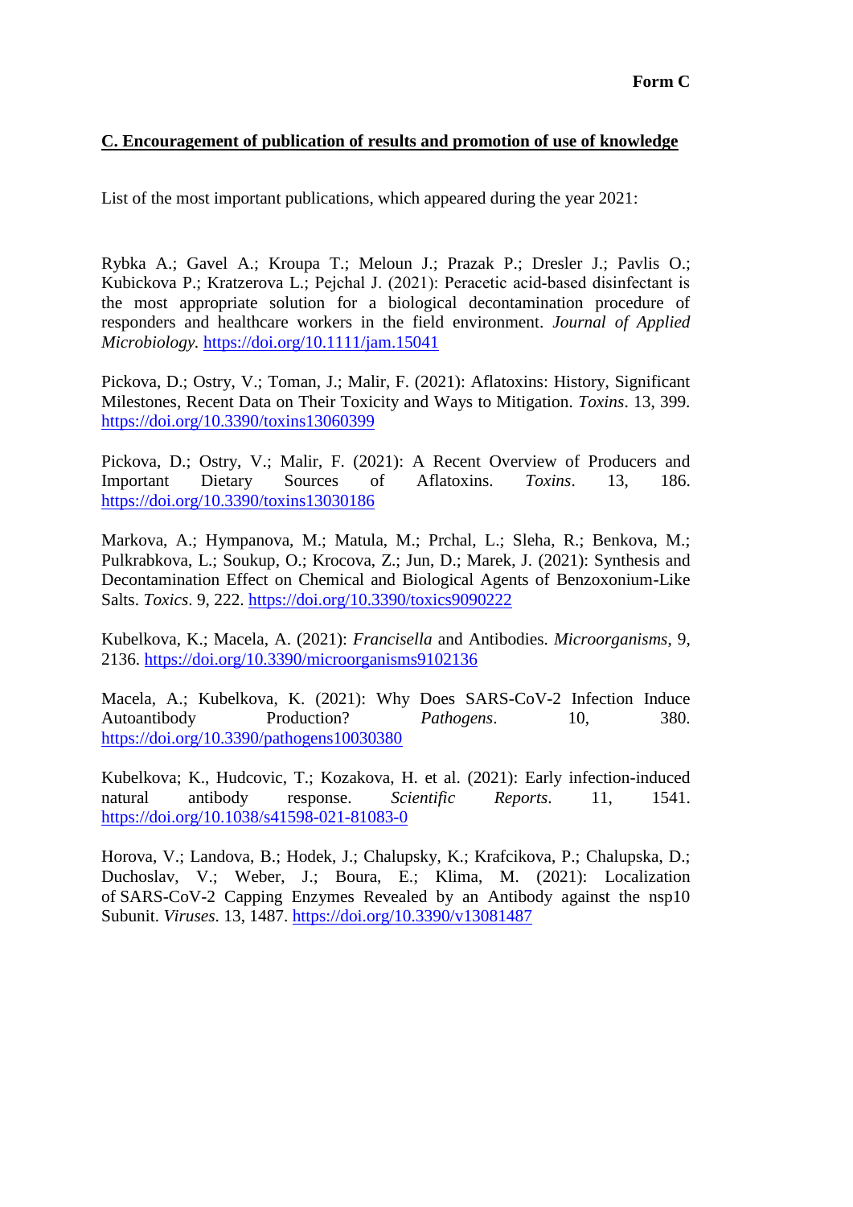**Form C**

**C. Encouragement of publication of results and promotion of use of knowledge**

List of the most important publications, which appeared during the year 2021:

Rybka A.; Gavel A.; Kroupa T.; Meloun J.; Prazak P.; Dresler J.; Pavlis O.; Kubickova P.; Kratzerova L.; Pejchal J. (2021): Peracetic acid-based disinfectant is the most appropriate solution for a biological decontamination procedure of responders and healthcare workers in the field environment. *Journal of Applied Microbiology.* https://doi.org/10.1111/jam.15041

Pickova, D.; Ostry, V.; Toman, J.; Malir, F. (2021): Aflatoxins: History, Significant Milestones, Recent Data on Their Toxicity and Ways to Mitigation. *Toxins*. 13, 399. https://doi.org/10.3390/toxins13060399

Pickova, D.; Ostry, V.; Malir, F. (2021): A Recent Overview of Producers and Important Dietary Sources of Aflatoxins. *Toxins*. 13, 186. https://doi.org/10.3390/toxins13030186

Markova, A.; Hympanova, M.; Matula, M.; Prchal, L.; Sleha, R.; Benkova, M.; Pulkrabkova, L.; Soukup, O.; Krocova, Z.; Jun, D.; Marek, J. (2021): Synthesis and Decontamination Effect on Chemical and Biological Agents of Benzoxonium-Like Salts. *Toxics*. 9, 222. https://doi.org/10.3390/toxics9090222

Kubelkova, K.; Macela, A. (2021): *Francisella* and Antibodies. *Microorganisms*, 9, 2136. https://doi.org/10.3390/microorganisms9102136

Macela, A.; Kubelkova, K. (2021): Why Does SARS-CoV-2 Infection Induce Autoantibody Production? *Pathogens*. 10, 380. https://doi.org/10.3390/pathogens10030380

Kubelkova; K., Hudcovic, T.; Kozakova, H. et al. (2021): Early infection-induced natural antibody response. *Scientific Reports*. 11, 1541. https://doi.org/10.1038/s41598-021-81083-0

Horova, V.; Landova, B.; Hodek, J.; Chalupsky, K.; Krafcikova, P.; Chalupska, D.; Duchoslav, V.; Weber, J.; Boura, E.; Klima, M. (2021): Localization of SARS-CoV-2 Capping Enzymes Revealed by an Antibody against the nsp10 Subunit. *Viruses*. 13, 1487. https://doi.org/10.3390/v13081487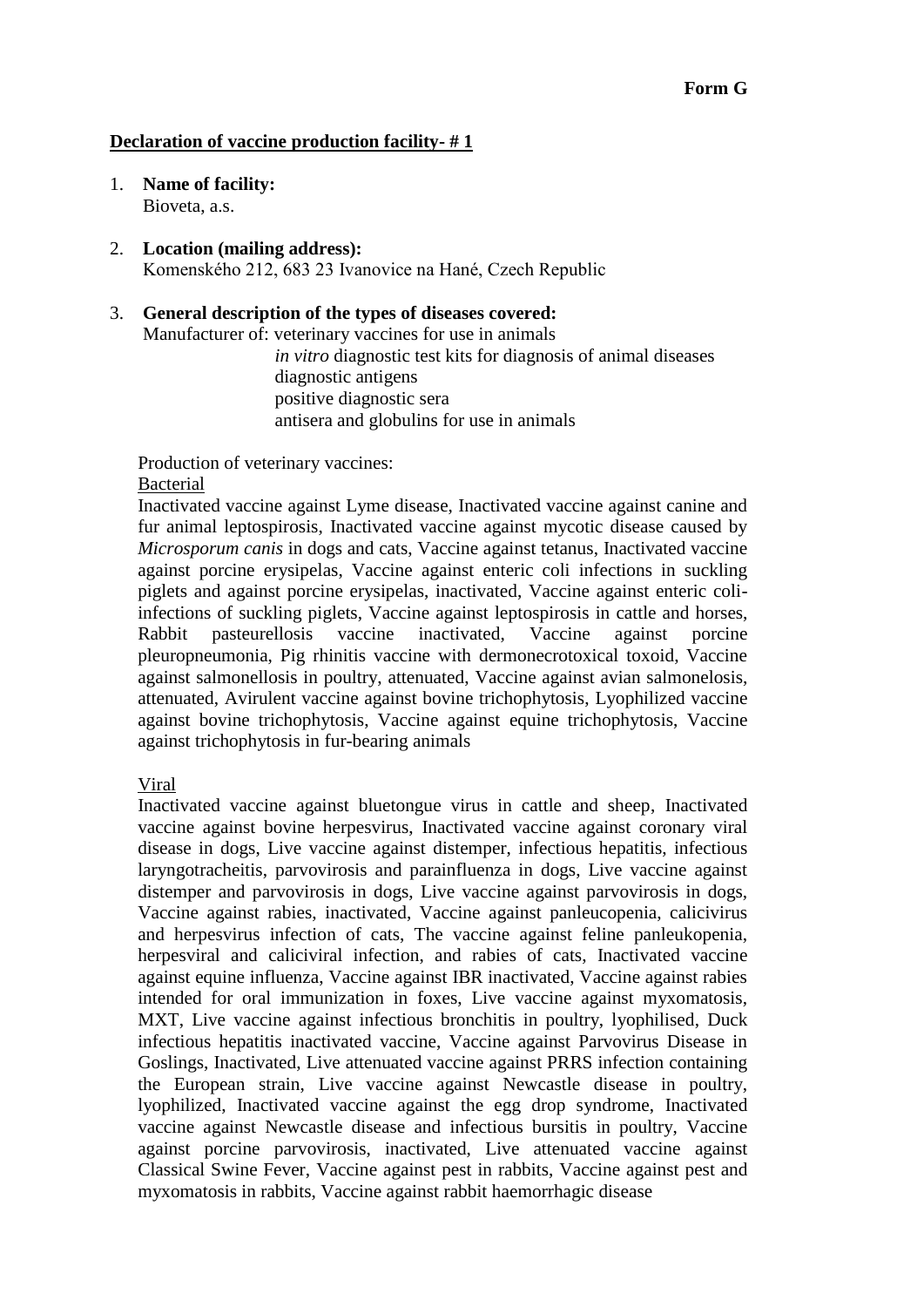**Form G**

**Declaration of vaccine production facility- # 1**

1. **Name of facility:**
   Bioveta, a.s.

2. **Location (mailing address):**
   Komenského 212, 683 23 Ivanovice na Hané, Czech Republic

3. **General description of the types of diseases covered:**
   Manufacturer of: veterinary vaccines for use in animals
   *in vitro* diagnostic test kits for diagnosis of animal diseases
   diagnostic antigens
   positive diagnostic sera
   antisera and globulins for use in animals

   Production of veterinary vaccines:

   Bacterial

   Inactivated vaccine against Lyme disease, Inactivated vaccine against canine and fur animal leptospirosis, Inactivated vaccine against mycotic disease caused by *Microsporum canis* in dogs and cats, Vaccine against tetanus, Inactivated vaccine against porcine erysipelas, Vaccine against enteric coli infections in suckling piglets and against porcine erysipelas, inactivated, Vaccine against enteric coli-infections of suckling piglets, Vaccine against leptospirosis in cattle and horses, Rabbit pasteurellosis vaccine inactivated, Vaccine against porcine pleuropneumonia, Pig rhinitis vaccine with dermonecrotoxical toxoid, Vaccine against salmonellosis in poultry, attenuated, Vaccine against avian salmonelosis, attenuated, Avirulent vaccine against bovine trichophytosis, Lyophilized vaccine against bovine trichophytosis, Vaccine against equine trichophytosis, Vaccine against trichophytosis in fur-bearing animals

   Viral

   Inactivated vaccine against bluetongue virus in cattle and sheep, Inactivated vaccine against bovine herpesvirus, Inactivated vaccine against coronary viral disease in dogs, Live vaccine against distemper, infectious hepatitis, infectious laryngotracheitis, parvovirosis and parainfluenza in dogs, Live vaccine against distemper and parvovirosis in dogs, Live vaccine against parvovirosis in dogs, Vaccine against rabies, inactivated, Vaccine against panleucopenia, calicivirus and herpesvirus infection of cats, The vaccine against feline panleukopenia, herpesviral and caliciviral infection, and rabies of cats, Inactivated vaccine against equine influenza, Vaccine against IBR inactivated, Vaccine against rabies intended for oral immunization in foxes, Live vaccine against myxomatosis, MXT, Live vaccine against infectious bronchitis in poultry, lyophilised, Duck infectious hepatitis inactivated vaccine, Vaccine against Parvovirus Disease in Goslings, Inactivated, Live attenuated vaccine against PRRS infection containing the European strain, Live vaccine against Newcastle disease in poultry, lyophilized, Inactivated vaccine against the egg drop syndrome, Inactivated vaccine against Newcastle disease and infectious bursitis in poultry, Vaccine against porcine parvovirosis, inactivated, Live attenuated vaccine against Classical Swine Fever, Vaccine against pest in rabbits, Vaccine against pest and myxomatosis in rabbits, Vaccine against rabbit haemorrhagic disease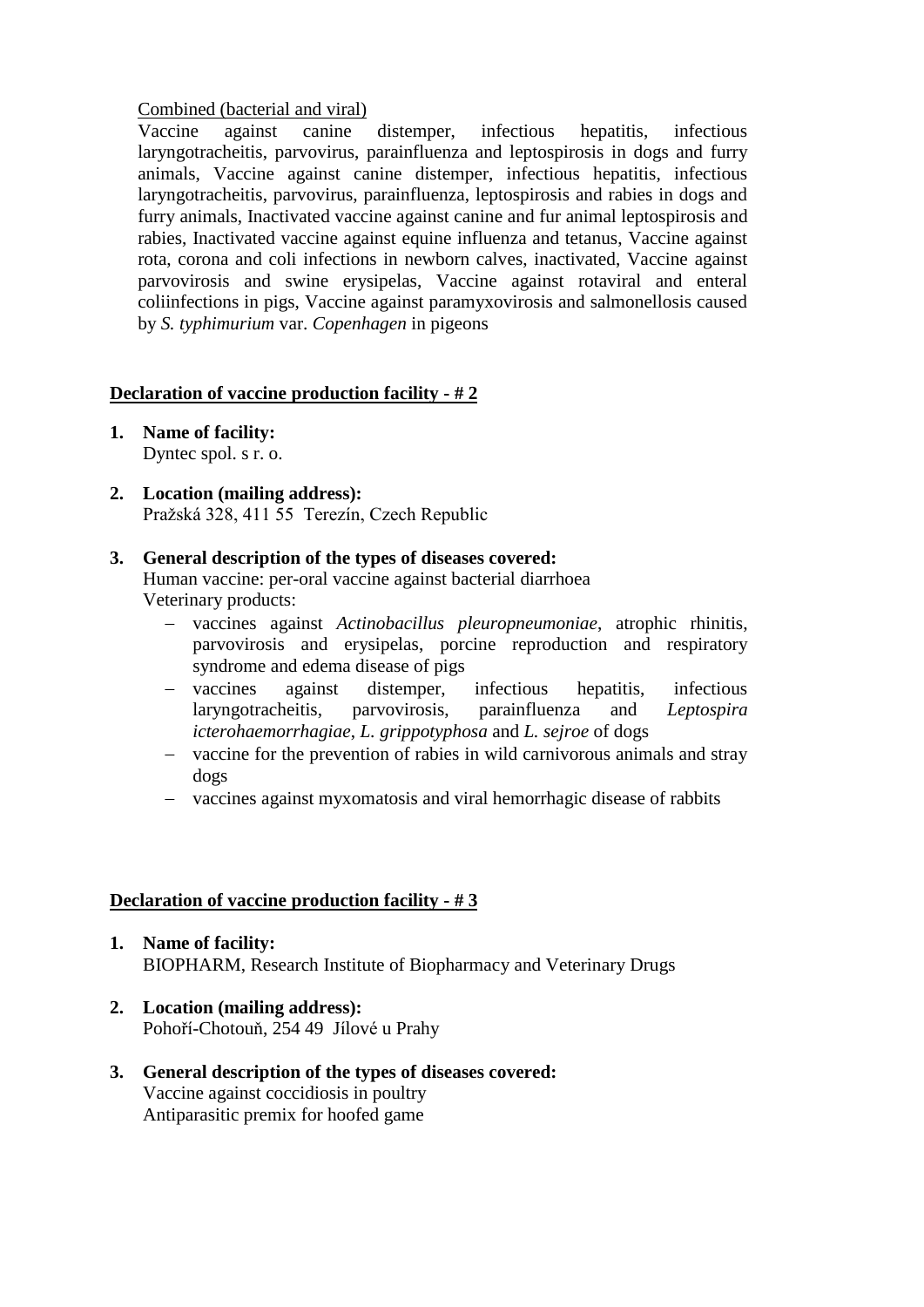Combined (bacterial and viral)

Vaccine against canine distemper, infectious hepatitis, infectious laryngotracheitis, parvovirus, parainfluenza and leptospirosis in dogs and furry animals, Vaccine against canine distemper, infectious hepatitis, infectious laryngotracheitis, parvovirus, parainfluenza, leptospirosis and rabies in dogs and furry animals, Inactivated vaccine against canine and fur animal leptospirosis and rabies, Inactivated vaccine against equine influenza and tetanus, Vaccine against rota, corona and coli infections in newborn calves, inactivated, Vaccine against parvovirosis and swine erysipelas, Vaccine against rotaviral and enteral coliinfections in pigs, Vaccine against paramyxovirosis and salmonellosis caused by *S. typhimurium* var. *Copenhagen* in pigeons

**Declaration of vaccine production facility - # 2**

1. **Name of facility:**
   Dyntec spol. s r. o.

2. **Location (mailing address):**
   Pražská 328, 411 55 Terezín, Czech Republic

3. **General description of the types of diseases covered:**
   Human vaccine: per-oral vaccine against bacterial diarrhoea
   Veterinary products:
   - vaccines against *Actinobacillus pleuropneumoniae*, atrophic rhinitis, parvovirosis and erysipelas, porcine reproduction and respiratory syndrome and edema disease of pigs
   - vaccines against distemper, infectious hepatitis, infectious laryngotracheitis, parvovirosis, parainfluenza and *Leptospira icterohaemorrhagiae*, *L. grippotyphosa* and *L. sejroe* of dogs
   - vaccine for the prevention of rabies in wild carnivorous animals and stray dogs
   - vaccines against myxomatosis and viral hemorrhagic disease of rabbits

**Declaration of vaccine production facility - # 3**

1. **Name of facility:**
   BIOPHARM, Research Institute of Biopharmacy and Veterinary Drugs

2. **Location (mailing address):**
   Pohoří-Chotouň, 254 49 Jílové u Prahy

3. **General description of the types of diseases covered:**
   Vaccine against coccidiosis in poultry
   Antiparasitic premix for hoofed game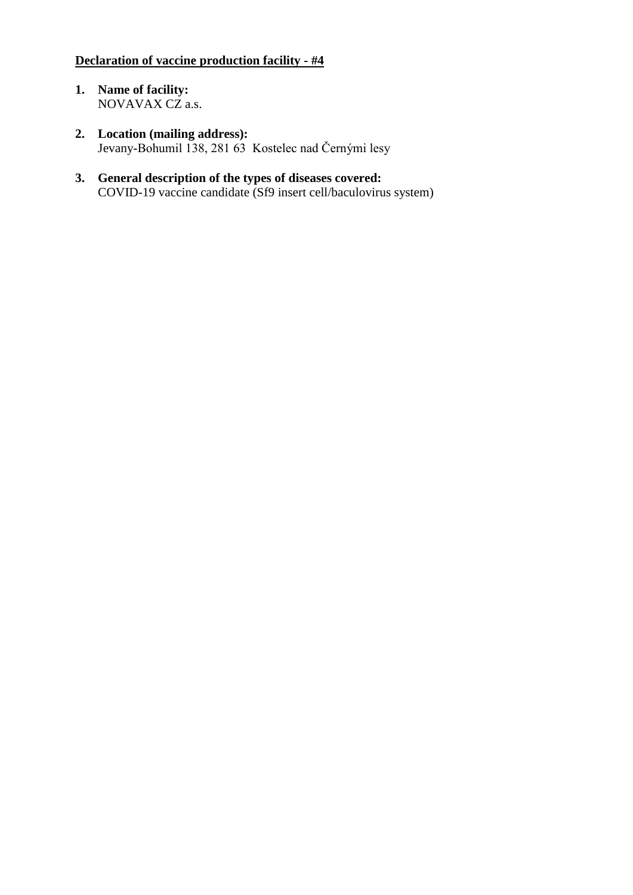**<u>Declaration of vaccine production facility - #4</u>**

1. **Name of facility:**
   NOVAVAX CZ a.s.

2. **Location (mailing address):**
   Jevany-Bohumil 138, 281 63  Kostelec nad Černými lesy

3. **General description of the types of diseases covered:**
   COVID-19 vaccine candidate (Sf9 insert cell/baculovirus system)